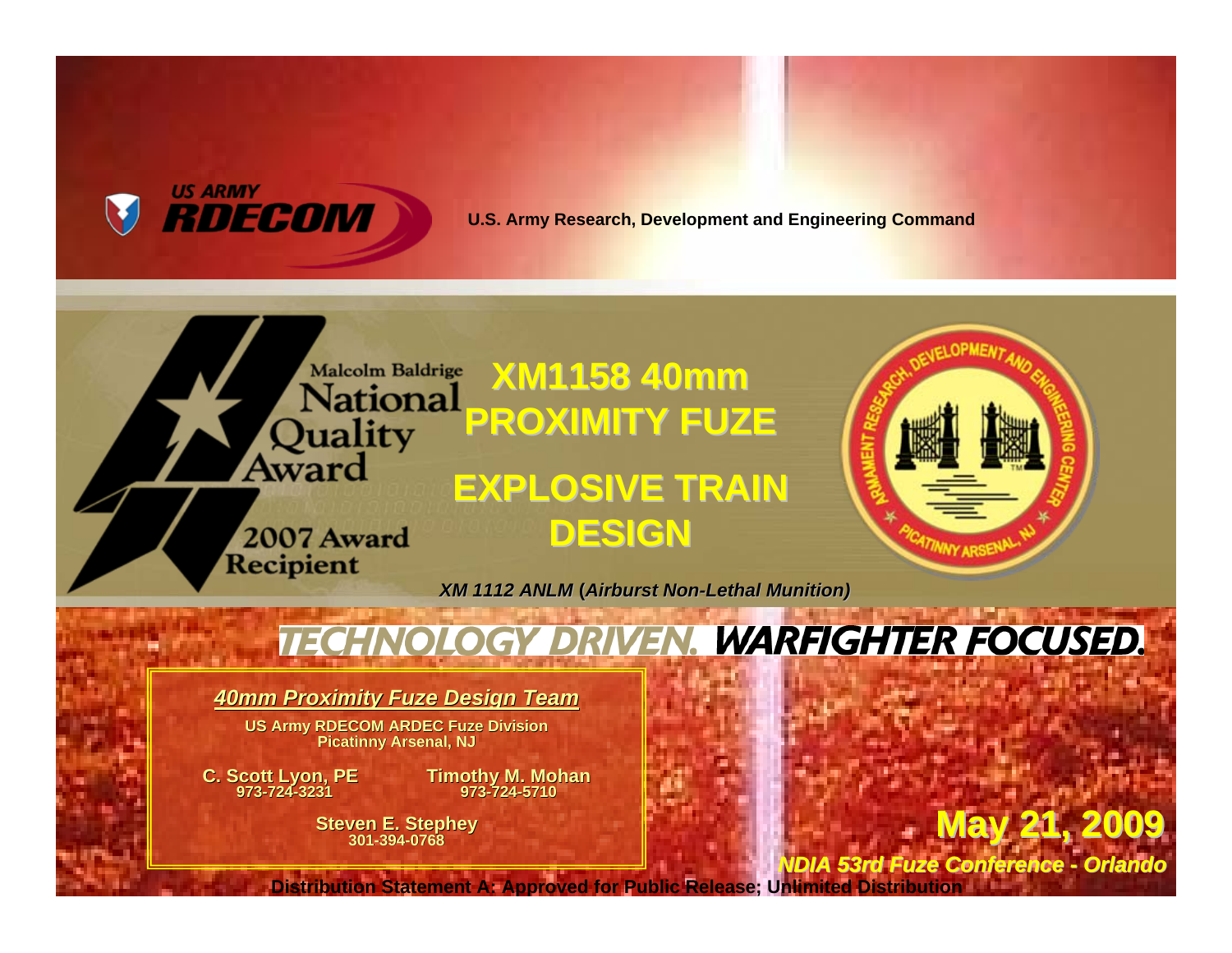US ARMY RDECOM

U.S. Army Research, Development and Engineering Command

Malcolm Baldrige National Quality Award 2007 Award Recipient

# XM1158 40mm PROXIMITY FUZE

# EXPLOSIVE TRAIN DESIGN

*XM 1112 ANLM (Airburst Non-Lethal Munition)*

TECHNOLOGY DRIVEN. WARFIGHTER FOCUSED.

***40mm Proximity Fuze Design Team***

**US Army RDECOM ARDEC Fuze Division**
**Picatinny Arsenal, NJ**

**C. Scott Lyon, PE**
973-724-3231

**Timothy M. Mohan**
973-724-5710

**Steven E. Stephey**
301-394-0768

**May 21, 2009**

*NDIA 53rd Fuze Conference - Orlando*

Distribution Statement A: Approved for Public Release; Unlimited Distribution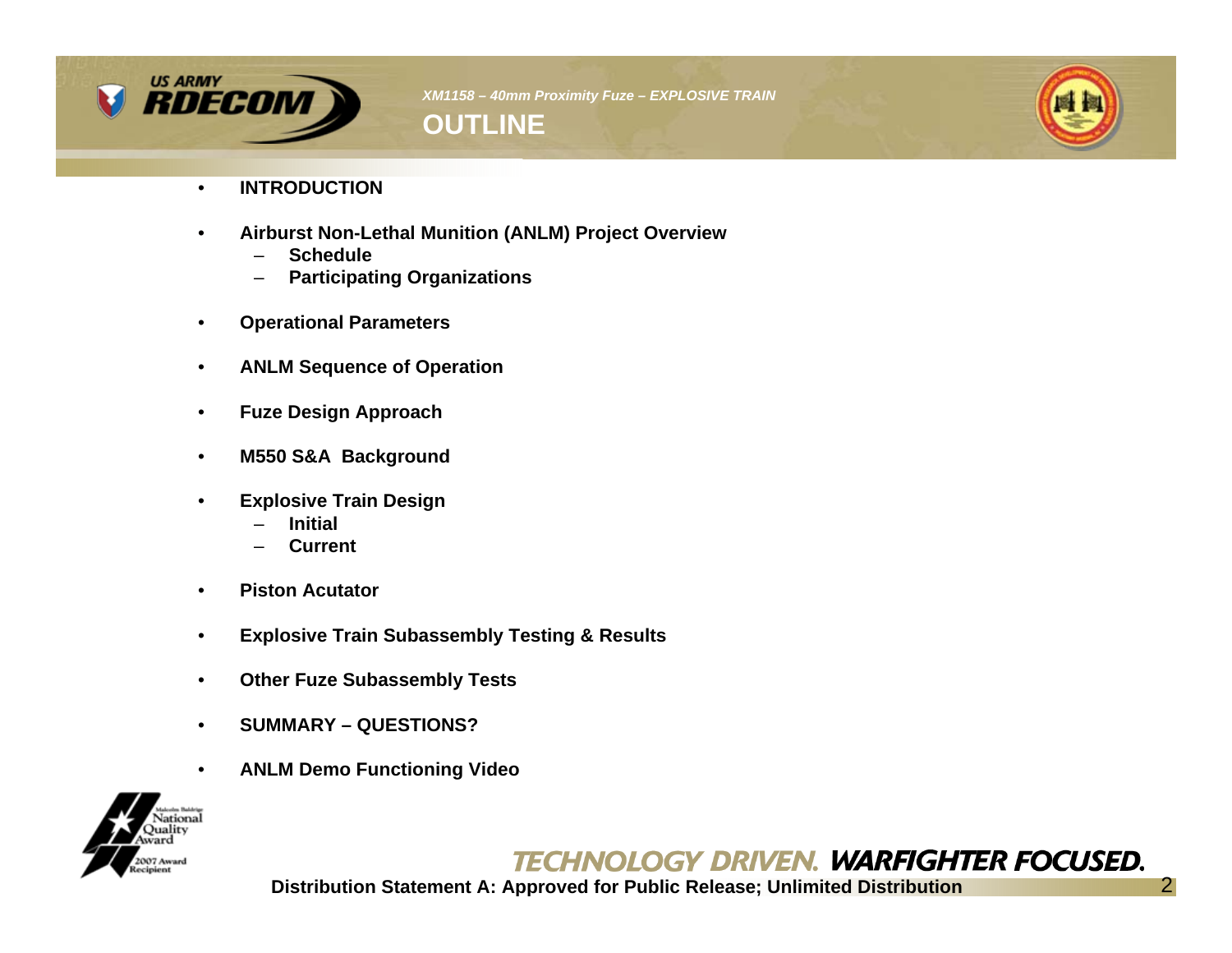# OUTLINE

- **INTRODUCTION**
- **Airburst Non-Lethal Munition (ANLM) Project Overview**
  - **Schedule**
  - **Participating Organizations**
- **Operational Parameters**
- **ANLM Sequence of Operation**
- **Fuze Design Approach**
- **M550 S&A Background**
- **Explosive Train Design**
  - **Initial**
  - **Current**
- **Piston Acutator**
- **Explosive Train Subassembly Testing & Results**
- **Other Fuze Subassembly Tests**
- **SUMMARY – QUESTIONS?**
- **ANLM Demo Functioning Video**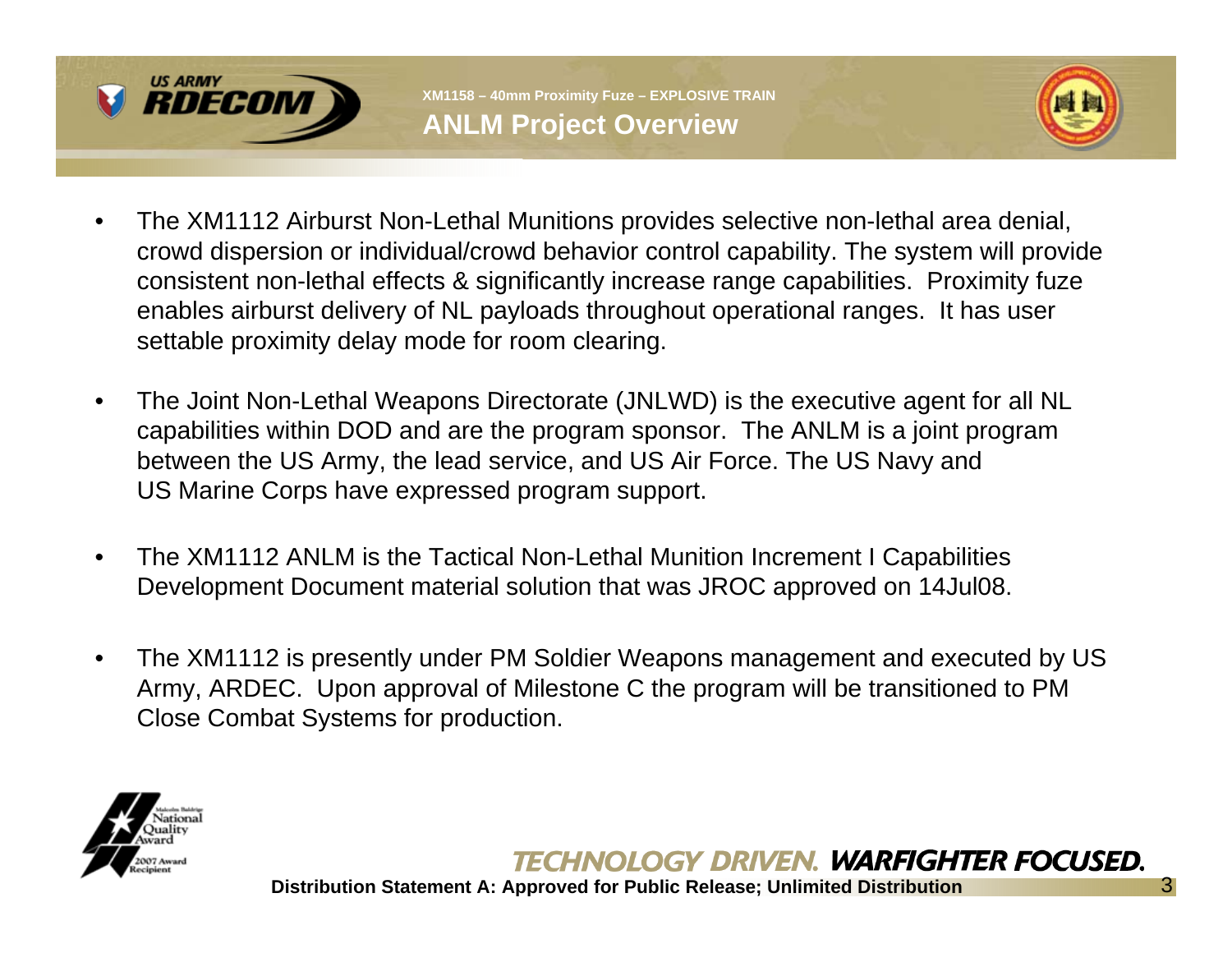XM1158 – 40mm Proximity Fuze – EXPLOSIVE TRAIN

## ANLM Project Overview

- The XM1112 Airburst Non-Lethal Munitions provides selective non-lethal area denial, crowd dispersion or individual/crowd behavior control capability. The system will provide consistent non-lethal effects & significantly increase range capabilities. Proximity fuze enables airburst delivery of NL payloads throughout operational ranges. It has user settable proximity delay mode for room clearing.
- The Joint Non-Lethal Weapons Directorate (JNLWD) is the executive agent for all NL capabilities within DOD and are the program sponsor. The ANLM is a joint program between the US Army, the lead service, and US Air Force. The US Navy and US Marine Corps have expressed program support.
- The XM1112 ANLM is the Tactical Non-Lethal Munition Increment I Capabilities Development Document material solution that was JROC approved on 14Jul08.
- The XM1112 is presently under PM Soldier Weapons management and executed by US Army, ARDEC. Upon approval of Milestone C the program will be transitioned to PM Close Combat Systems for production.

Distribution Statement A: Approved for Public Release; Unlimited Distribution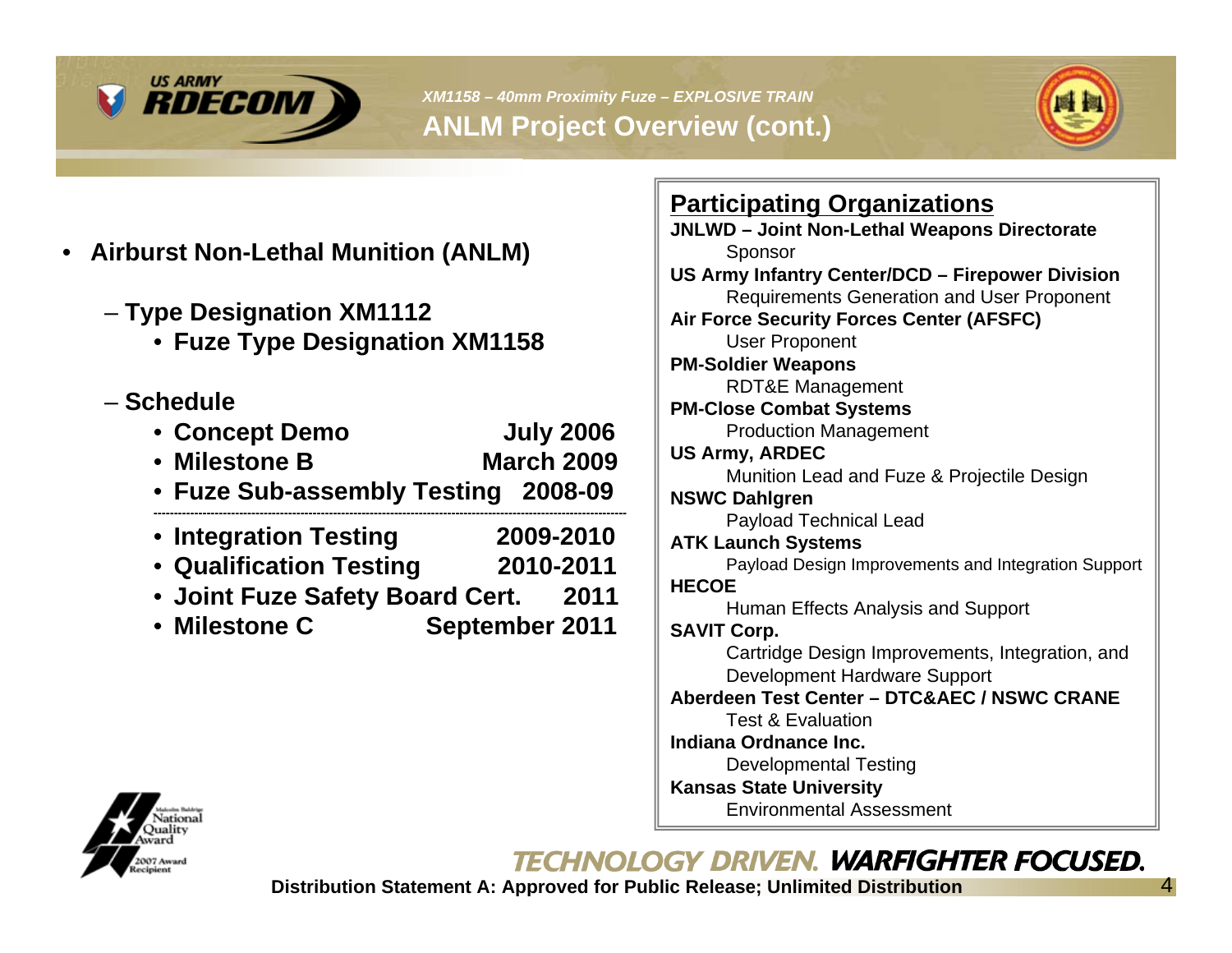*XM1158 – 40mm Proximity Fuze – EXPLOSIVE TRAIN*

# ANLM Project Overview (cont.)

- **Airburst Non-Lethal Munition (ANLM)**
  - **Type Designation XM1112**
    - **Fuze Type Designation XM1158**
  - **Schedule**
    - **Concept Demo — July 2006**
    - **Milestone B — March 2009**
    - **Fuze Sub-assembly Testing — 2008-09**

    ---

    - **Integration Testing — 2009-2010**
    - **Qualification Testing — 2010-2011**
    - **Joint Fuze Safety Board Cert. — 2011**
    - **Milestone C — September 2011**

## Participating Organizations

**JNLWD – Joint Non-Lethal Weapons Directorate**
Sponsor

**US Army Infantry Center/DCD – Firepower Division**
Requirements Generation and User Proponent

**Air Force Security Forces Center (AFSFC)**
User Proponent

**PM-Soldier Weapons**
RDT&E Management

**PM-Close Combat Systems**
Production Management

**US Army, ARDEC**
Munition Lead and Fuze & Projectile Design

**NSWC Dahlgren**
Payload Technical Lead

**ATK Launch Systems**
Payload Design Improvements and Integration Support

**HECOE**
Human Effects Analysis and Support

**SAVIT Corp.**
Cartridge Design Improvements, Integration, and Development Hardware Support

**Aberdeen Test Center – DTC&AEC / NSWC CRANE**
Test & Evaluation

**Indiana Ordnance Inc.**
Developmental Testing

**Kansas State University**
Environmental Assessment

**Distribution Statement A: Approved for Public Release; Unlimited Distribution**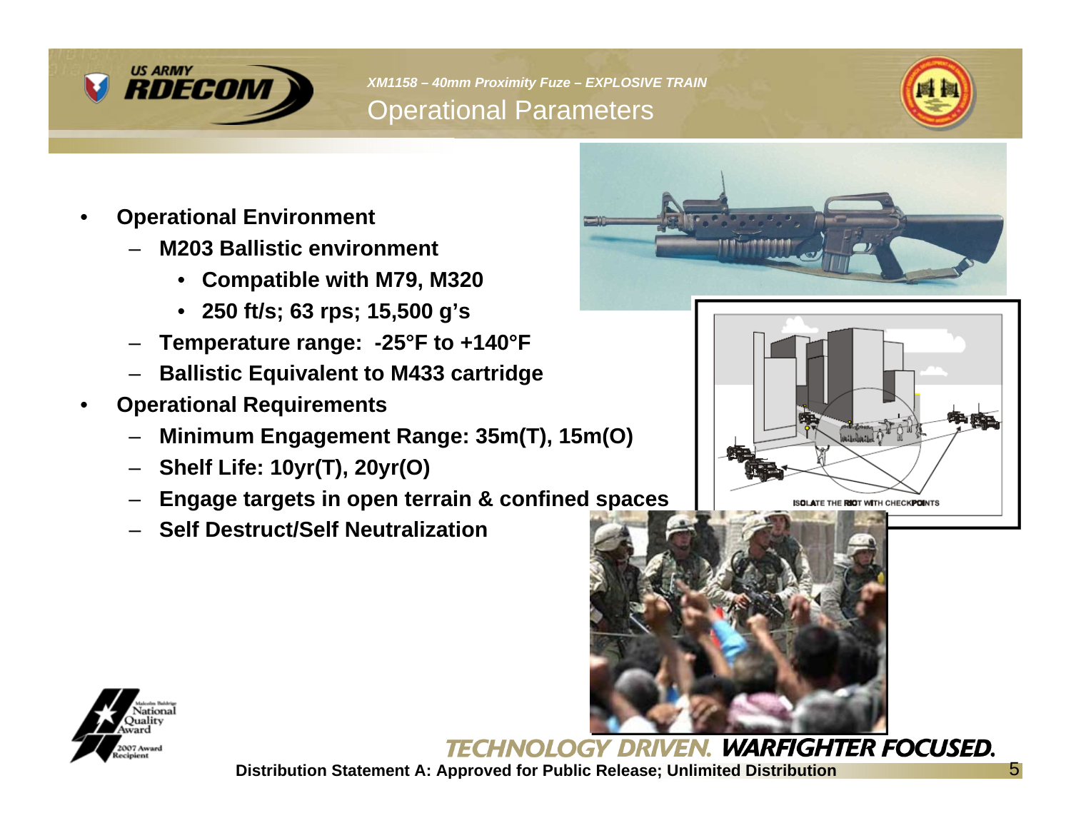*XM1158 – 40mm Proximity Fuze – EXPLOSIVE TRAIN*

# Operational Parameters

- **Operational Environment**
  - **M203 Ballistic environment**
    - **Compatible with M79, M320**
    - **250 ft/s; 63 rps; 15,500 g's**
  - **Temperature range: -25°F to +140°F**
  - **Ballistic Equivalent to M433 cartridge**
- **Operational Requirements**
  - **Minimum Engagement Range: 35m(T), 15m(O)**
  - **Shelf Life: 10yr(T), 20yr(O)**
  - **Engage targets in open terrain & confined spaces**
  - **Self Destruct/Self Neutralization**

**Distribution Statement A: Approved for Public Release; Unlimited Distribution**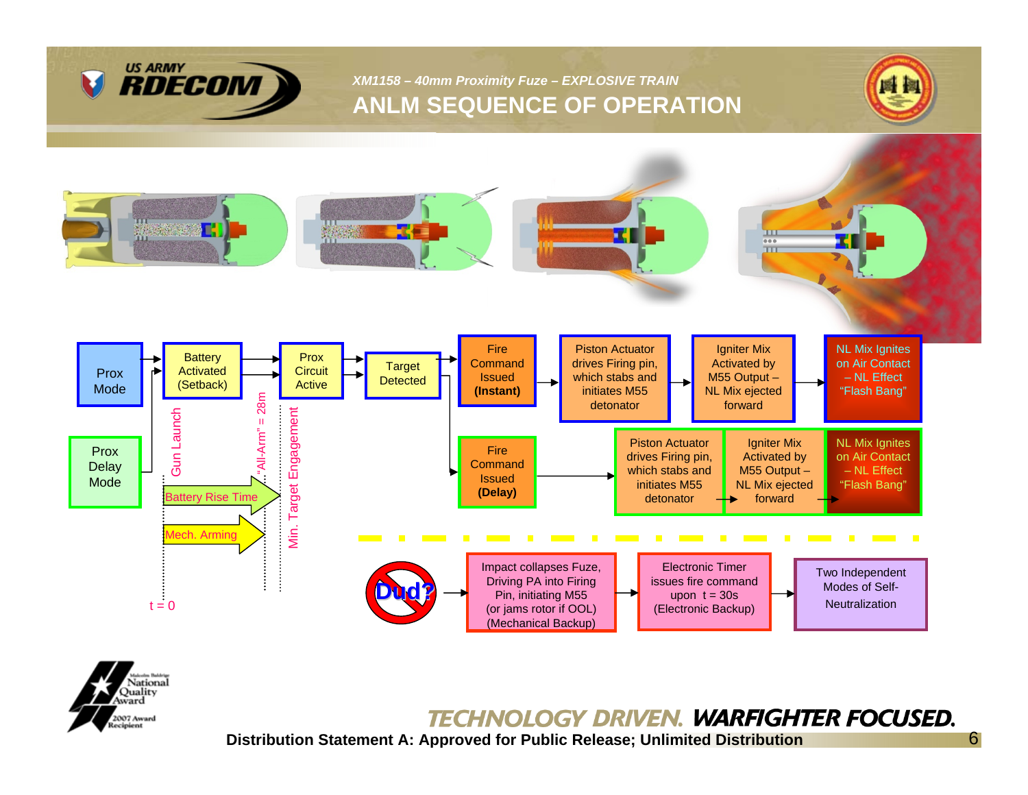*XM1158 – 40mm Proximity Fuze – EXPLOSIVE TRAIN*

# ANLM SEQUENCE OF OPERATION

Prox Mode → Battery Activated (Setback) → Prox Circuit Active → Target Detected → Fire Command Issued **(Instant)** → Piston Actuator drives Firing pin, which stabs and initiates M55 detonator → Igniter Mix Activated by M55 Output – NL Mix ejected forward → NL Mix Ignites on Air Contact – NL Effect "Flash Bang"

Prox Delay Mode → Fire Command Issued **(Delay)** → Piston Actuator drives Firing pin, which stabs and initiates M55 detonator → Igniter Mix Activated by M55 Output – NL Mix ejected forward → NL Mix Ignites on Air Contact – NL Effect "Flash Bang"

Gun Launch

"All-Arm" = 28m

Min. Target Engagement

Battery Rise Time

Mech. Arming

t = 0

Dud? → Impact collapses Fuze, Driving PA into Firing Pin, initiating M55 (or jams rotor if OOL) (Mechanical Backup) → Electronic Timer issues fire command upon t = 30s (Electronic Backup) → Two Independent Modes of Self-Neutralization

Distribution Statement A: Approved for Public Release; Unlimited Distribution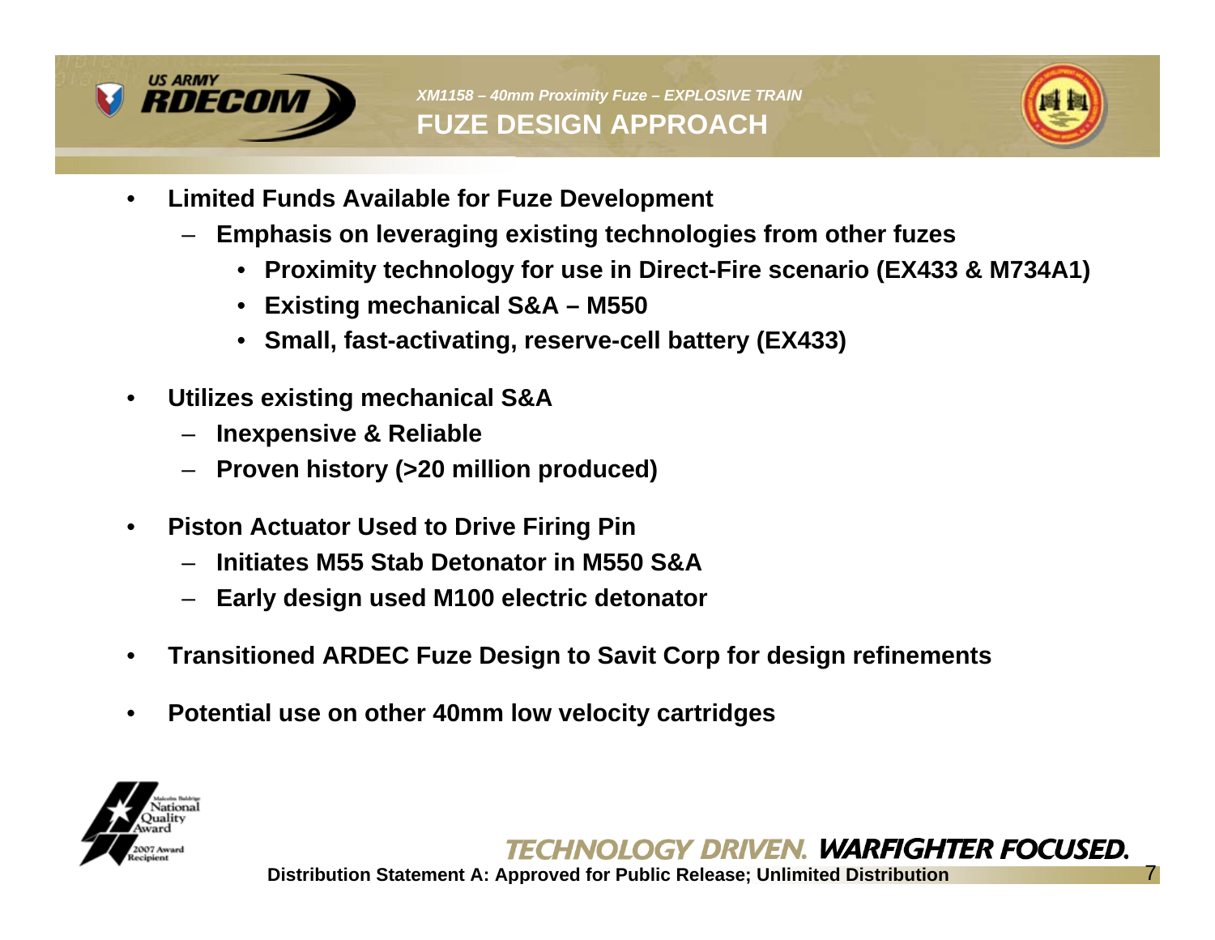*XM1158 – 40mm Proximity Fuze – EXPLOSIVE TRAIN*

# FUZE DESIGN APPROACH

- **Limited Funds Available for Fuze Development**
  - **Emphasis on leveraging existing technologies from other fuzes**
    - **Proximity technology for use in Direct-Fire scenario (EX433 & M734A1)**
    - **Existing mechanical S&A – M550**
    - **Small, fast-activating, reserve-cell battery (EX433)**
- **Utilizes existing mechanical S&A**
  - **Inexpensive & Reliable**
  - **Proven history (>20 million produced)**
- **Piston Actuator Used to Drive Firing Pin**
  - **Initiates M55 Stab Detonator in M550 S&A**
  - **Early design used M100 electric detonator**
- **Transitioned ARDEC Fuze Design to Savit Corp for design refinements**
- **Potential use on other 40mm low velocity cartridges**

**Distribution Statement A: Approved for Public Release; Unlimited Distribution**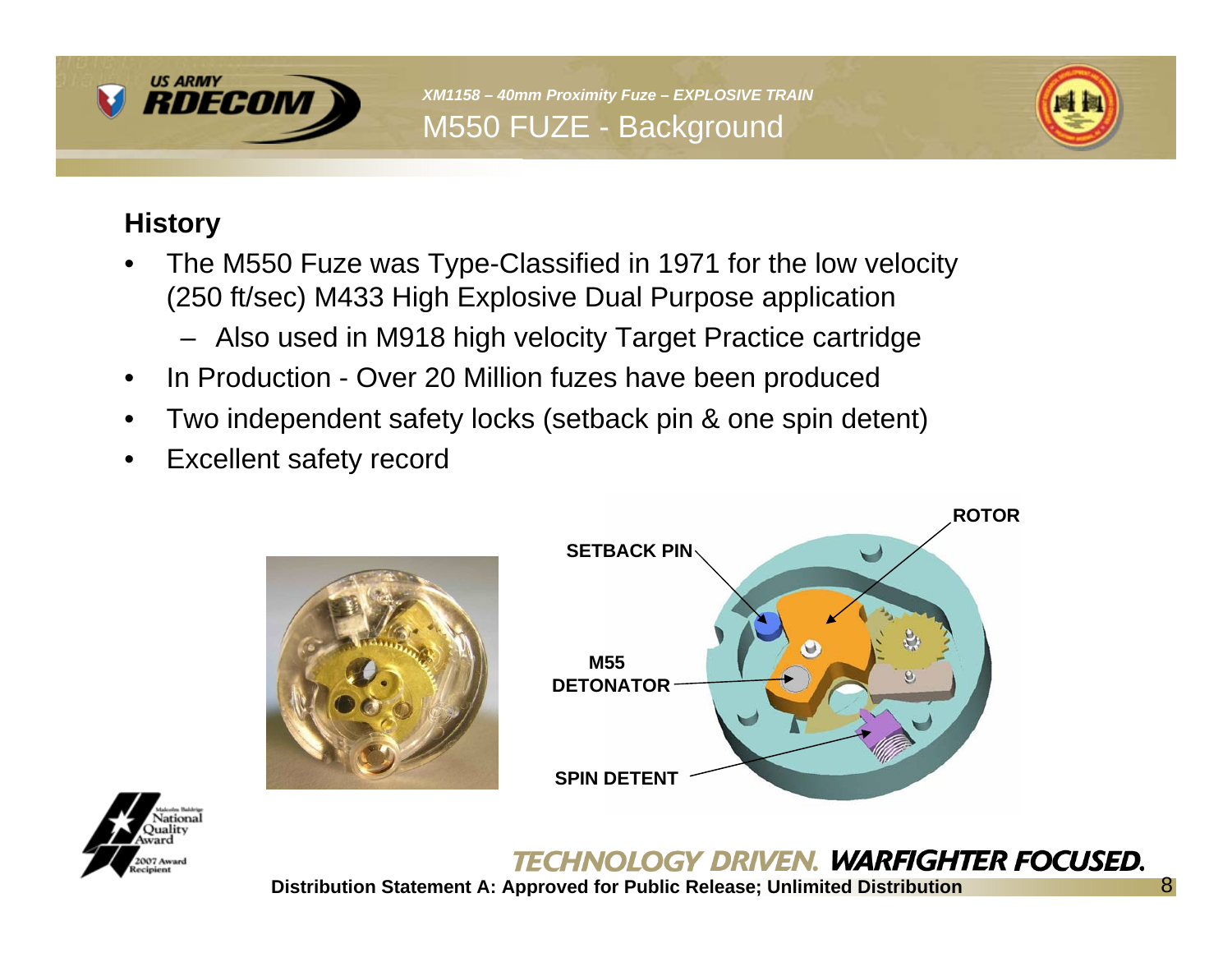## M550 FUZE - Background

### History

- The M550 Fuze was Type-Classified in 1971 for the low velocity (250 ft/sec) M433 High Explosive Dual Purpose application
  - Also used in M918 high velocity Target Practice cartridge
- In Production - Over 20 Million fuzes have been produced
- Two independent safety locks (setback pin & one spin detent)
- Excellent safety record

ROTOR

SETBACK PIN

M55 DETONATOR

SPIN DETENT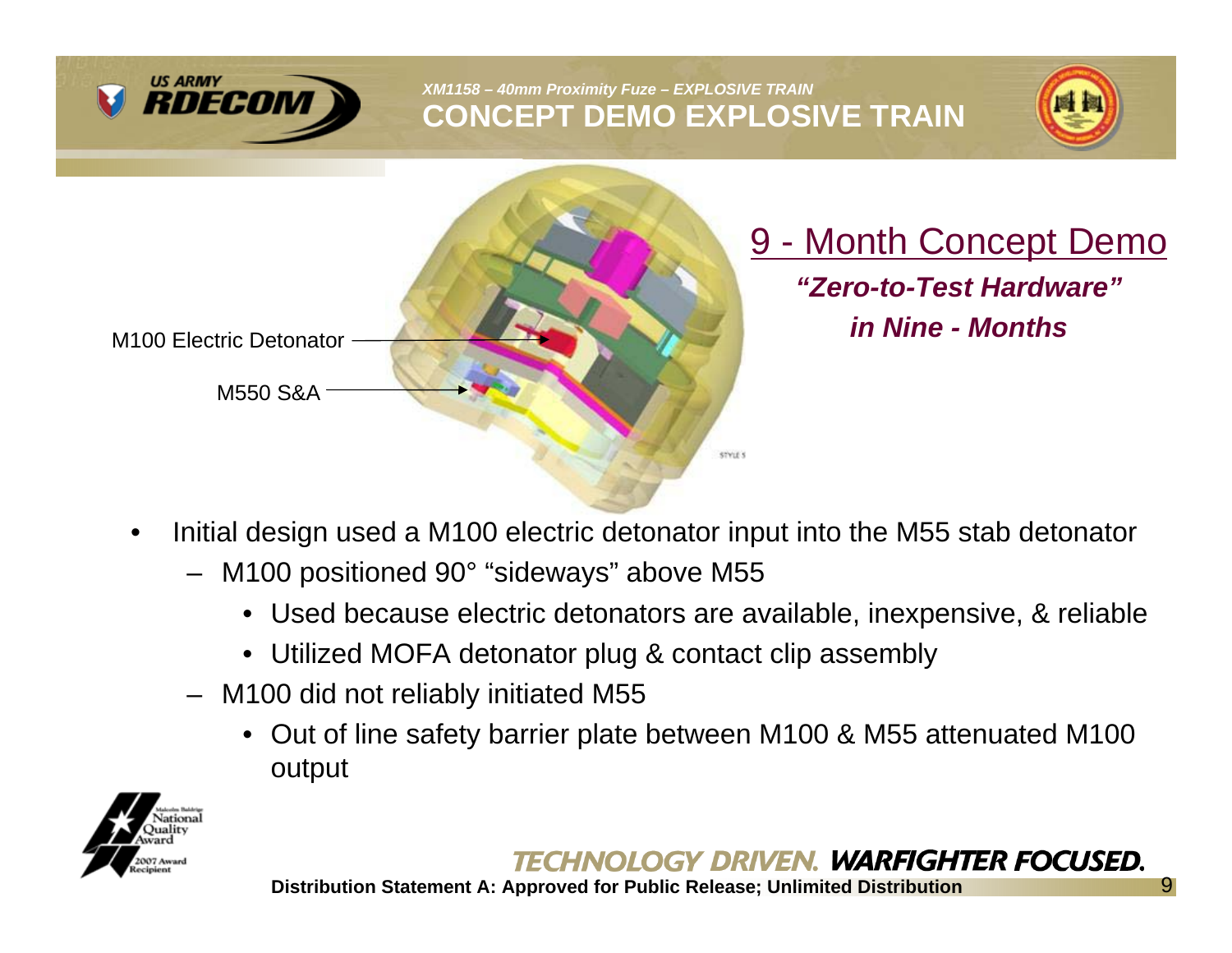# XM1158 – 40mm Proximity Fuze – EXPLOSIVE TRAIN

## CONCEPT DEMO EXPLOSIVE TRAIN

M100 Electric Detonator

M550 S&A

### 9 - Month Concept Demo

***"Zero-to-Test Hardware"***

***in Nine - Months***

- Initial design used a M100 electric detonator input into the M55 stab detonator
  - M100 positioned 90° "sideways" above M55
    - Used because electric detonators are available, inexpensive, & reliable
    - Utilized MOFA detonator plug & contact clip assembly
  - M100 did not reliably initiated M55
    - Out of line safety barrier plate between M100 & M55 attenuated M100 output

Distribution Statement A: Approved for Public Release; Unlimited Distribution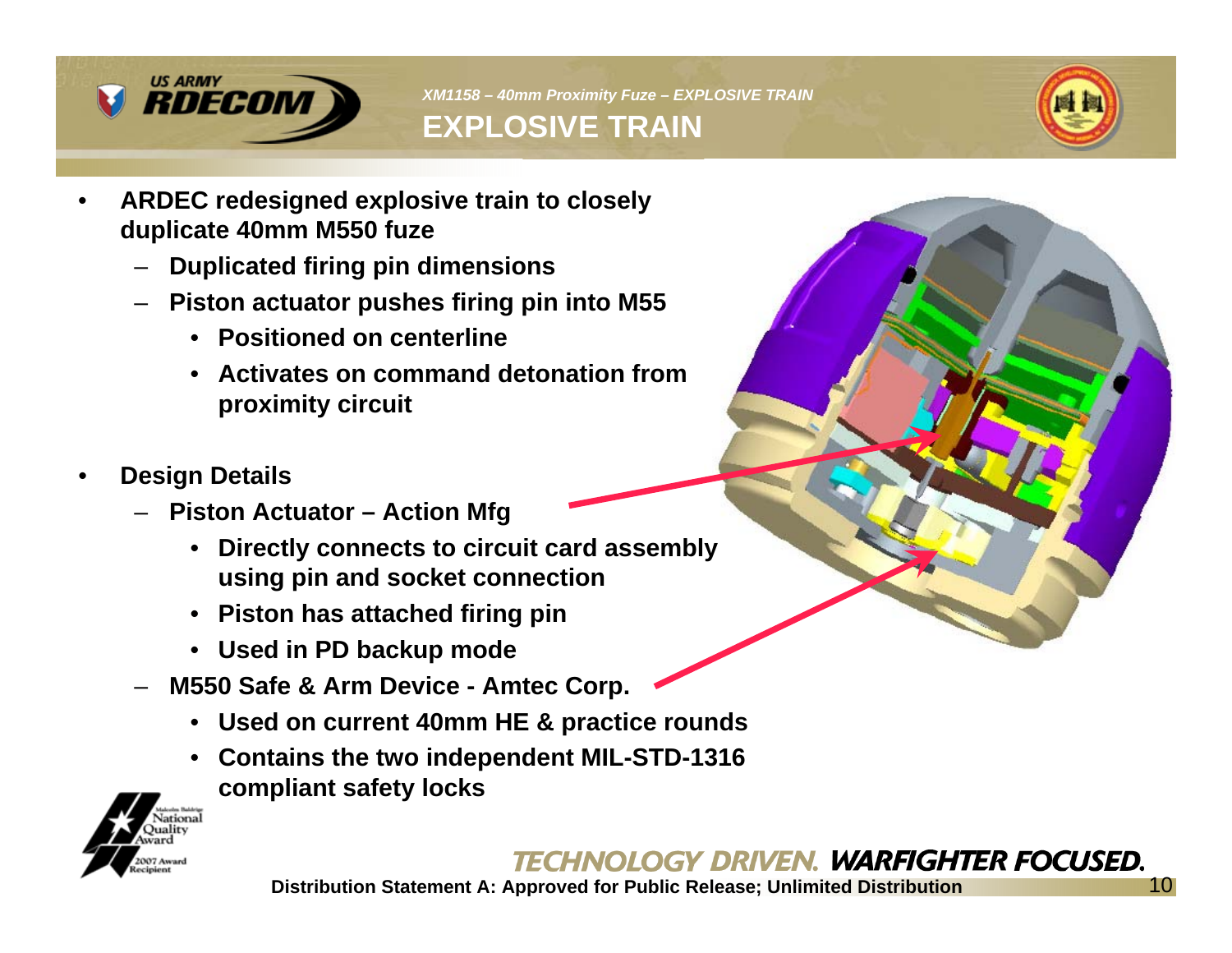*XM1158 – 40mm Proximity Fuze – EXPLOSIVE TRAIN*

# EXPLOSIVE TRAIN

- **ARDEC redesigned explosive train to closely duplicate 40mm M550 fuze**
  - **Duplicated firing pin dimensions**
  - **Piston actuator pushes firing pin into M55**
    - **Positioned on centerline**
    - **Activates on command detonation from proximity circuit**

- **Design Details**
  - **Piston Actuator – Action Mfg**
    - **Directly connects to circuit card assembly using pin and socket connection**
    - **Piston has attached firing pin**
    - **Used in PD backup mode**
  - **M550 Safe & Arm Device - Amtec Corp.**
    - **Used on current 40mm HE & practice rounds**
    - **Contains the two independent MIL-STD-1316 compliant safety locks**

**Distribution Statement A: Approved for Public Release; Unlimited Distribution**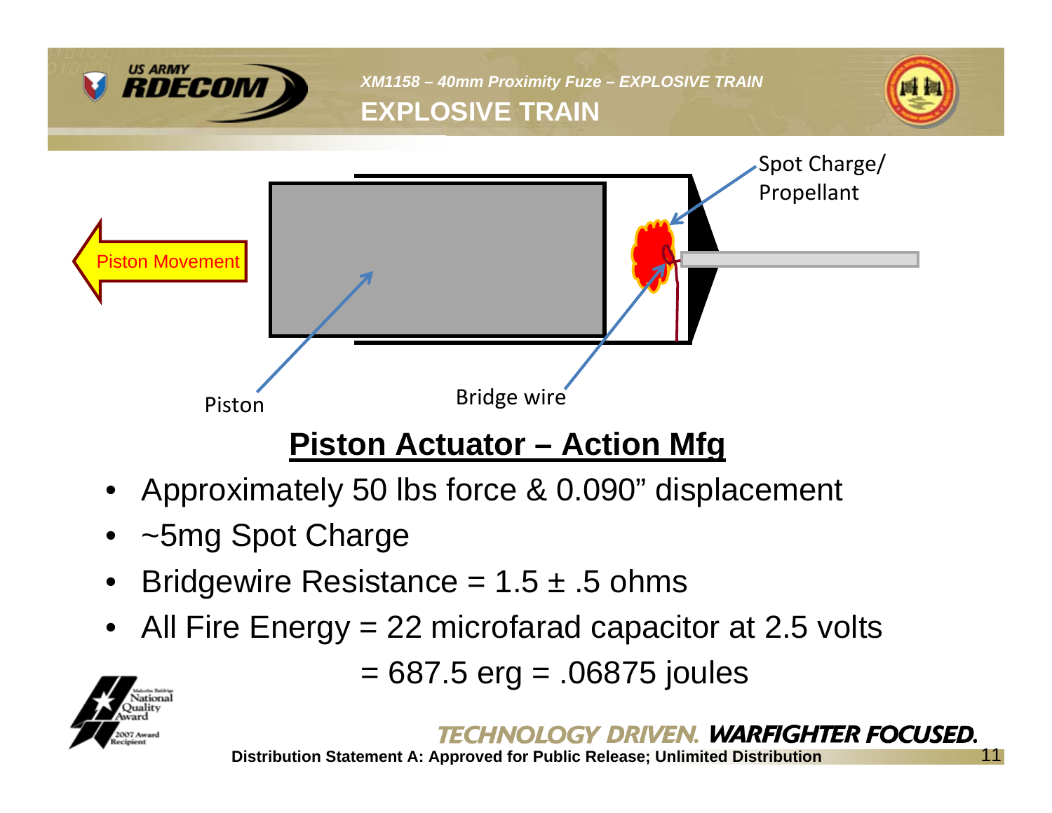*XM1158 – 40mm Proximity Fuze – EXPLOSIVE TRAIN*

# EXPLOSIVE TRAIN

Piston Movement

Spot Charge/ Propellant

Piston

Bridge wire

## Piston Actuator – Action Mfg

- Approximately 50 lbs force & 0.090” displacement
- ~5mg Spot Charge
- Bridgewire Resistance = 1.5 ± .5 ohms
- All Fire Energy = 22 microfarad capacitor at 2.5 volts

  = 687.5 erg = .06875 joules

TECHNOLOGY DRIVEN. WARFIGHTER FOCUSED.

Distribution Statement A: Approved for Public Release; Unlimited Distribution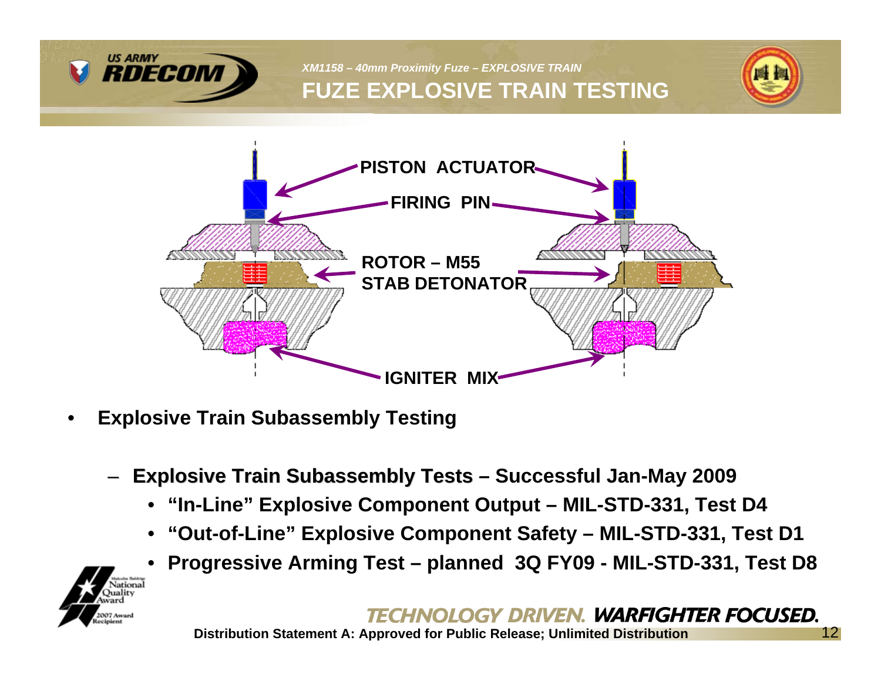*XM1158 – 40mm Proximity Fuze – EXPLOSIVE TRAIN*

# FUZE EXPLOSIVE TRAIN TESTING

PISTON ACTUATOR

FIRING PIN

ROTOR – M55 STAB DETONATOR

IGNITER MIX

- **Explosive Train Subassembly Testing**
  - **Explosive Train Subassembly Tests – Successful Jan-May 2009**
    - **"In-Line" Explosive Component Output – MIL-STD-331, Test D4**
    - **"Out-of-Line" Explosive Component Safety – MIL-STD-331, Test D1**
    - **Progressive Arming Test – planned 3Q FY09 - MIL-STD-331, Test D8**

Distribution Statement A: Approved for Public Release; Unlimited Distribution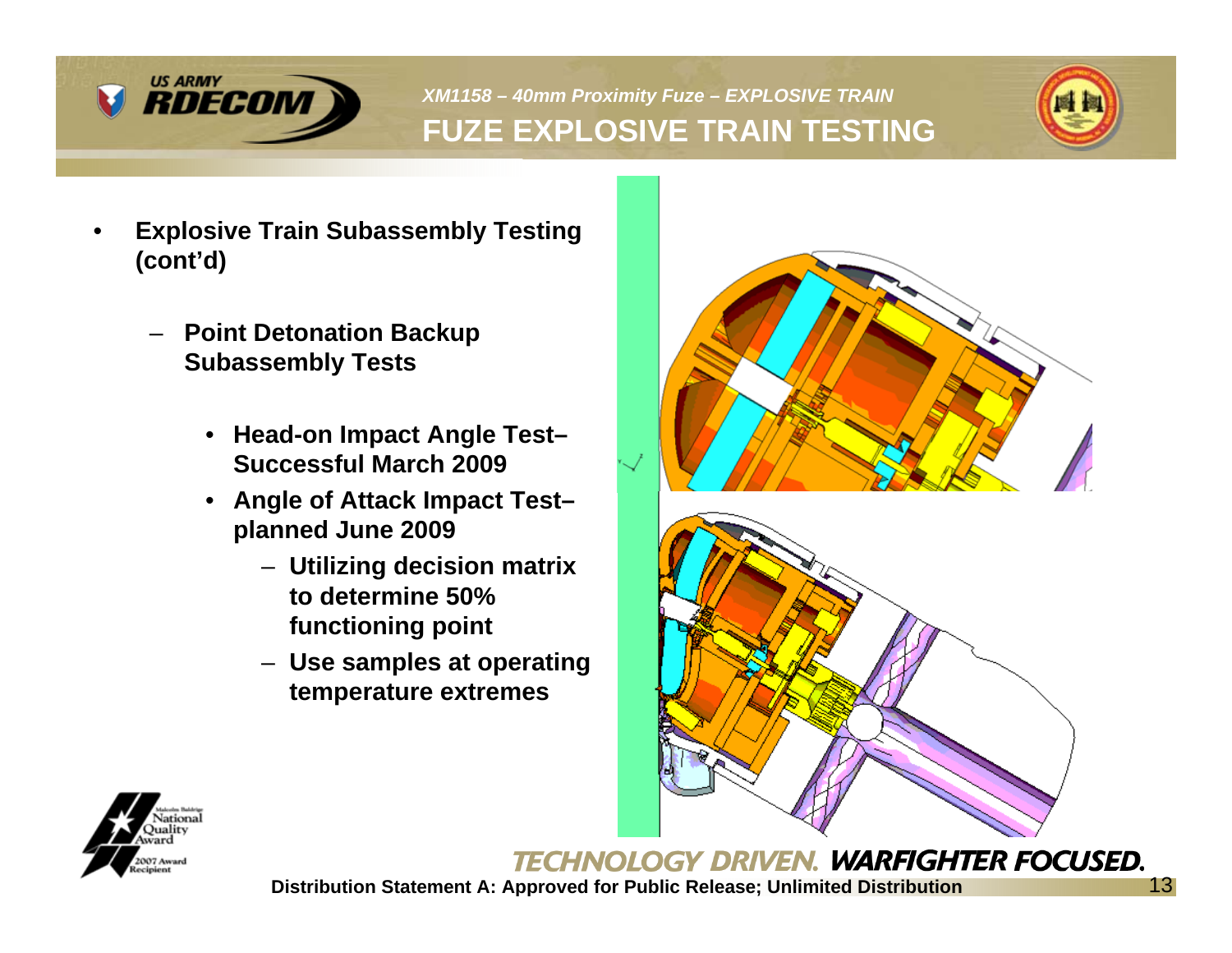*XM1158 – 40mm Proximity Fuze – EXPLOSIVE TRAIN*

# FUZE EXPLOSIVE TRAIN TESTING

- **Explosive Train Subassembly Testing (cont'd)**
  - **Point Detonation Backup Subassembly Tests**
    - **Head-on Impact Angle Test– Successful March 2009**
    - **Angle of Attack Impact Test– planned June 2009**
      - **Utilizing decision matrix to determine 50% functioning point**
      - **Use samples at operating temperature extremes**

**Distribution Statement A: Approved for Public Release; Unlimited Distribution**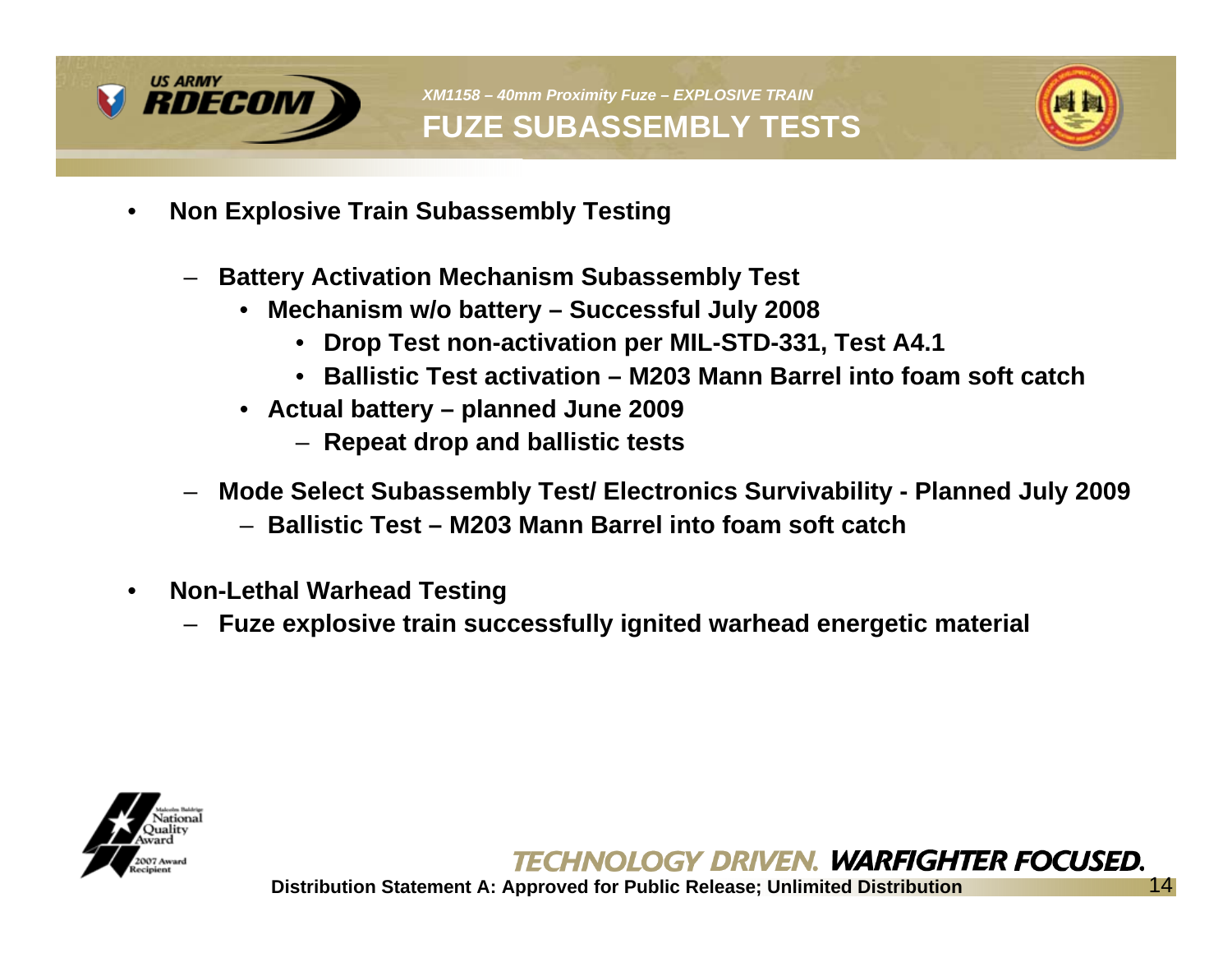*XM1158 – 40mm Proximity Fuze – EXPLOSIVE TRAIN*

# FUZE SUBASSEMBLY TESTS

- **Non Explosive Train Subassembly Testing**
  - **Battery Activation Mechanism Subassembly Test**
    - **Mechanism w/o battery – Successful July 2008**
      - **Drop Test non-activation per MIL-STD-331, Test A4.1**
      - **Ballistic Test activation – M203 Mann Barrel into foam soft catch**
    - **Actual battery – planned June 2009**
      - **Repeat drop and ballistic tests**
  - **Mode Select Subassembly Test/ Electronics Survivability - Planned July 2009**
    - **Ballistic Test – M203 Mann Barrel into foam soft catch**
- **Non-Lethal Warhead Testing**
  - **Fuze explosive train successfully ignited warhead energetic material**

**Distribution Statement A: Approved for Public Release; Unlimited Distribution**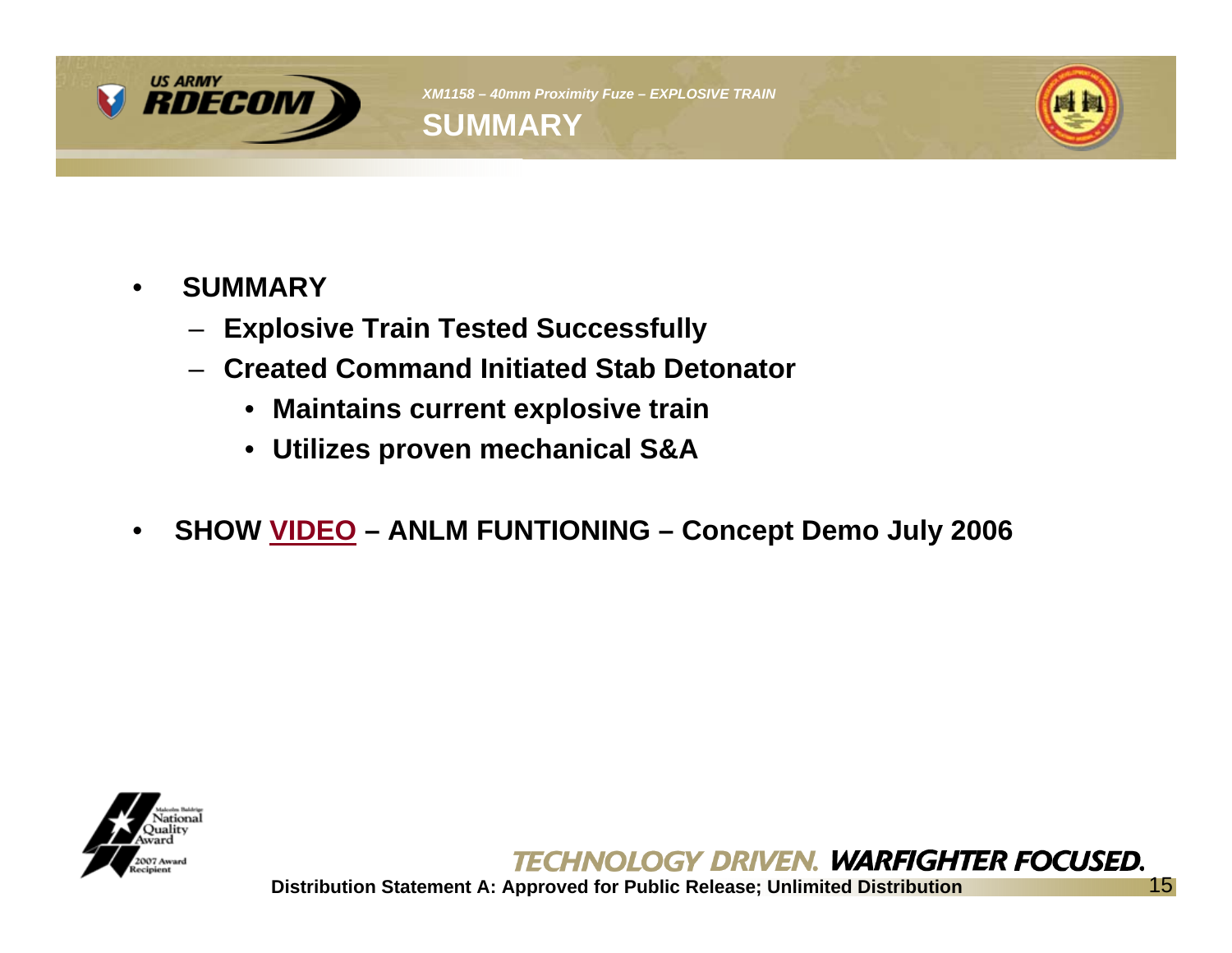## SUMMARY

- **SUMMARY**
  - **Explosive Train Tested Successfully**
  - **Created Command Initiated Stab Detonator**
    - **Maintains current explosive train**
    - **Utilizes proven mechanical S&A**

- **SHOW VIDEO – ANLM FUNTIONING – Concept Demo July 2006**

**Distribution Statement A: Approved for Public Release; Unlimited Distribution**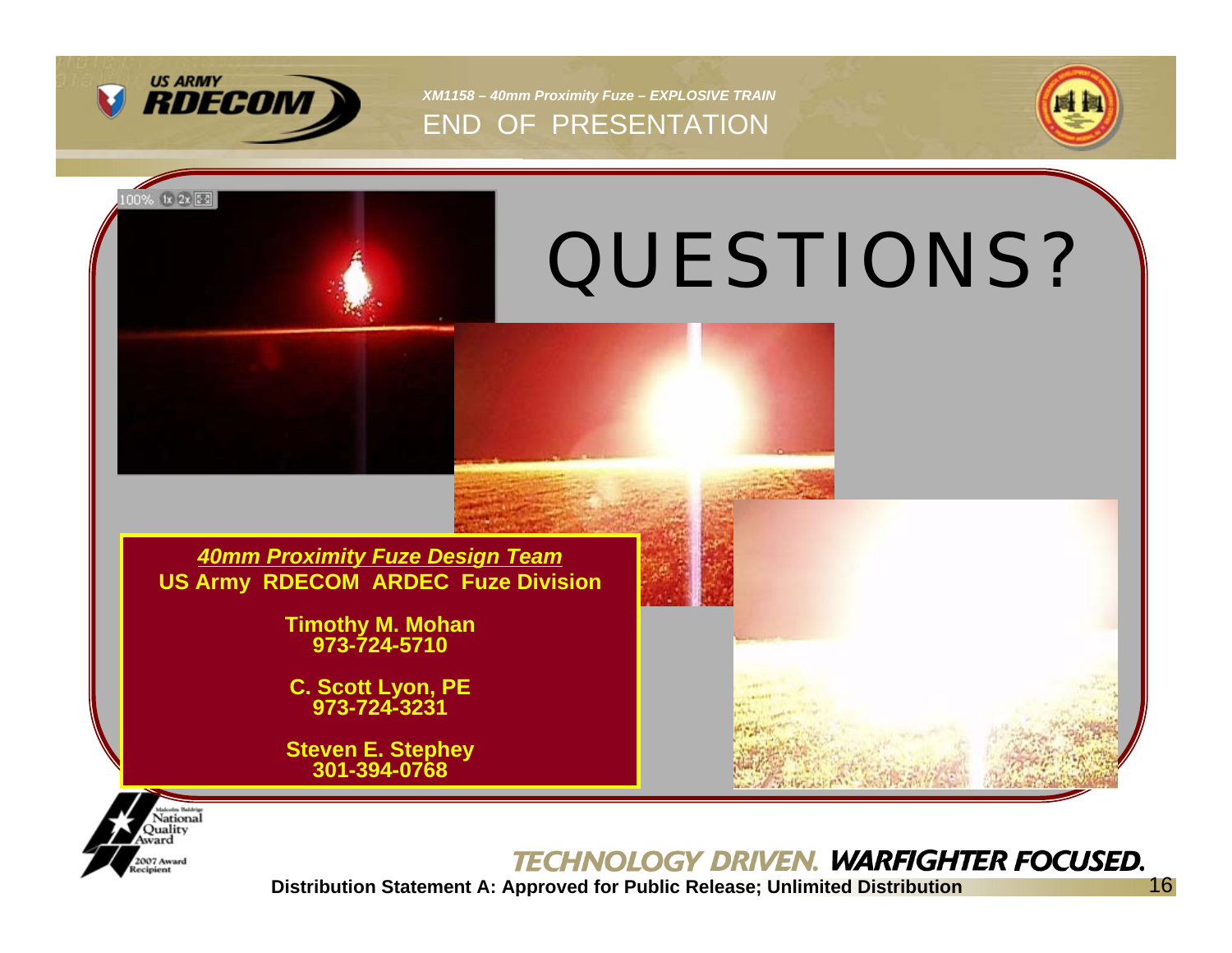# END OF PRESENTATION

# QUESTIONS?

***40mm Proximity Fuze Design Team***

**US Army RDECOM ARDEC Fuze Division**

**Timothy M. Mohan**
**973-724-5710**

**C. Scott Lyon, PE**
**973-724-3231**

**Steven E. Stephey**
**301-394-0768**

Distribution Statement A: Approved for Public Release; Unlimited Distribution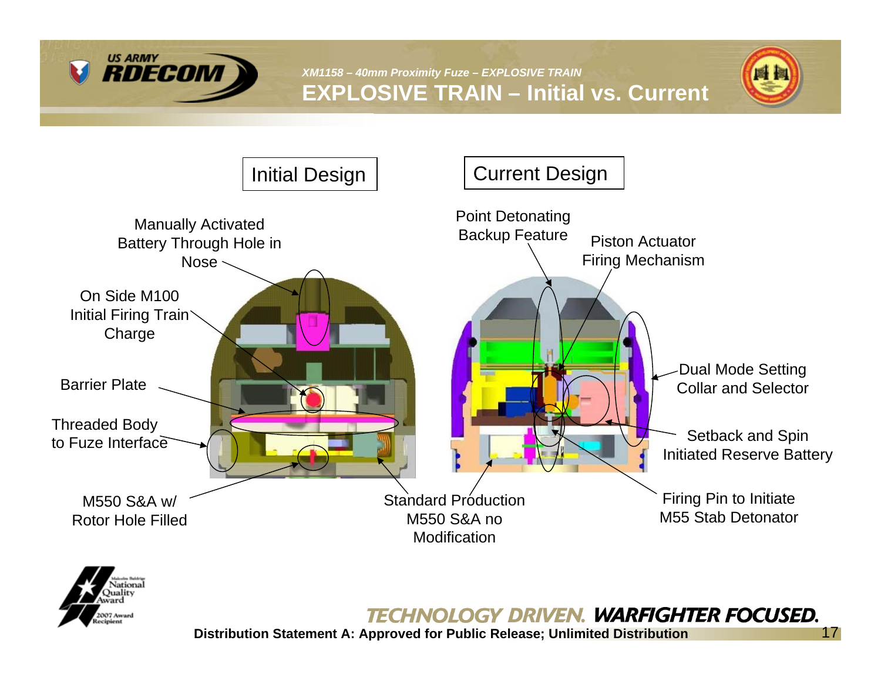*XM1158 – 40mm Proximity Fuze – EXPLOSIVE TRAIN*

# EXPLOSIVE TRAIN – Initial vs. Current

Initial Design

Current Design

Manually Activated Battery Through Hole in Nose

On Side M100 Initial Firing Train Charge

Barrier Plate

Threaded Body to Fuze Interface

M550 S&A w/ Rotor Hole Filled

Standard Production M550 S&A no Modification

Point Detonating Backup Feature

Piston Actuator Firing Mechanism

Dual Mode Setting Collar and Selector

Setback and Spin Initiated Reserve Battery

Firing Pin to Initiate M55 Stab Detonator

TECHNOLOGY DRIVEN. WARFIGHTER FOCUSED.

Distribution Statement A: Approved for Public Release; Unlimited Distribution